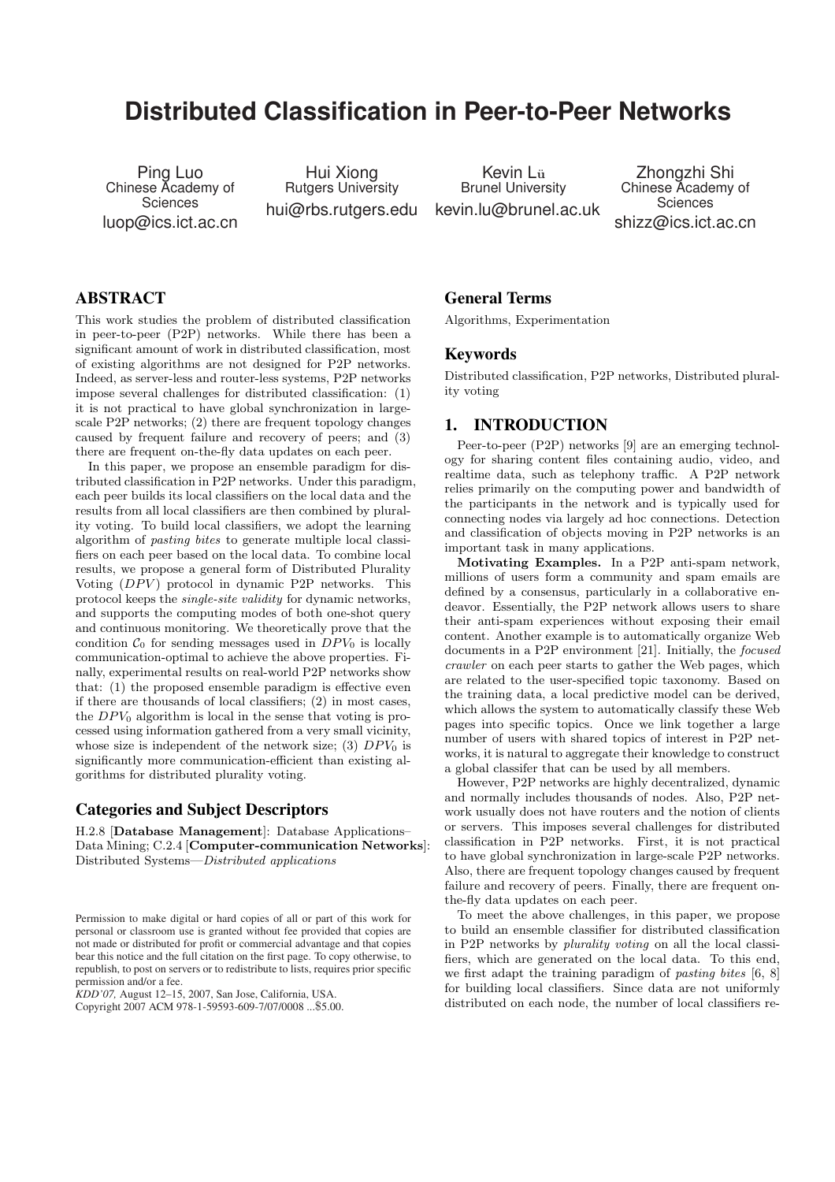# Distributed Classification in Peer-to-Peer Networks

Ping Luo
Chinese Academy of Sciences
luop@ics.ict.ac.cn

Hui Xiong
Rutgers University
hui@rbs.rutgers.edu

Kevin Lü
Brunel University
kevin.lu@brunel.ac.uk

Zhongzhi Shi
Chinese Academy of Sciences
shizz@ics.ict.ac.cn

## ABSTRACT

This work studies the problem of distributed classification in peer-to-peer (P2P) networks. While there has been a significant amount of work in distributed classification, most of existing algorithms are not designed for P2P networks. Indeed, as server-less and router-less systems, P2P networks impose several challenges for distributed classification: (1) it is not practical to have global synchronization in large-scale P2P networks; (2) there are frequent topology changes caused by frequent failure and recovery of peers; and (3) there are frequent on-the-fly data updates on each peer.

In this paper, we propose an ensemble paradigm for distributed classification in P2P networks. Under this paradigm, each peer builds its local classifiers on the local data and the results from all local classifiers are then combined by plurality voting. To build local classifiers, we adopt the learning algorithm of *pasting bites* to generate multiple local classifiers on each peer based on the local data. To combine local results, we propose a general form of Distributed Plurality Voting ($DPV$) protocol in dynamic P2P networks. This protocol keeps the *single-site validity* for dynamic networks, and supports the computing modes of both one-shot query and continuous monitoring. We theoretically prove that the condition $\mathcal{C}_0$ for sending messages used in $DPV_0$ is locally communication-optimal to achieve the above properties. Finally, experimental results on real-world P2P networks show that: (1) the proposed ensemble paradigm is effective even if there are thousands of local classifiers; (2) in most cases, the $DPV_0$ algorithm is local in the sense that voting is processed using information gathered from a very small vicinity, whose size is independent of the network size; (3) $DPV_0$ is significantly more communication-efficient than existing algorithms for distributed plurality voting.

### Categories and Subject Descriptors

H.2.8 [**Database Management**]: Database Applications–Data Mining; C.2.4 [**Computer-communication Networks**]: Distributed Systems—*Distributed applications*

Permission to make digital or hard copies of all or part of this work for personal or classroom use is granted without fee provided that copies are not made or distributed for profit or commercial advantage and that copies bear this notice and the full citation on the first page. To copy otherwise, to republish, to post on servers or to redistribute to lists, requires prior specific permission and/or a fee.
*KDD'07,* August 12–15, 2007, San Jose, California, USA.
Copyright 2007 ACM 978-1-59593-609-7/07/0008 ...$5.00.

### General Terms

Algorithms, Experimentation

### Keywords

Distributed classification, P2P networks, Distributed plurality voting

## 1. INTRODUCTION

Peer-to-peer (P2P) networks [9] are an emerging technology for sharing content files containing audio, video, and realtime data, such as telephony traffic. A P2P network relies primarily on the computing power and bandwidth of the participants in the network and is typically used for connecting nodes via largely ad hoc connections. Detection and classification of objects moving in P2P networks is an important task in many applications.

**Motivating Examples.** In a P2P anti-spam network, millions of users form a community and spam emails are defined by a consensus, particularly in a collaborative endeavor. Essentially, the P2P network allows users to share their anti-spam experiences without exposing their email content. Another example is to automatically organize Web documents in a P2P environment [21]. Initially, the *focused crawler* on each peer starts to gather the Web pages, which are related to the user-specified topic taxonomy. Based on the training data, a local predictive model can be derived, which allows the system to automatically classify these Web pages into specific topics. Once we link together a large number of users with shared topics of interest in P2P networks, it is natural to aggregate their knowledge to construct a global classifer that can be used by all members.

However, P2P networks are highly decentralized, dynamic and normally includes thousands of nodes. Also, P2P network usually does not have routers and the notion of clients or servers. This imposes several challenges for distributed classification in P2P networks. First, it is not practical to have global synchronization in large-scale P2P networks. Also, there are frequent topology changes caused by frequent failure and recovery of peers. Finally, there are frequent on-the-fly data updates on each peer.

To meet the above challenges, in this paper, we propose to build an ensemble classifier for distributed classification in P2P networks by *plurality voting* on all the local classifiers, which are generated on the local data. To this end, we first adapt the training paradigm of *pasting bites* [6, 8] for building local classifiers. Since data are not uniformly distributed on each node, the number of local classifiers re-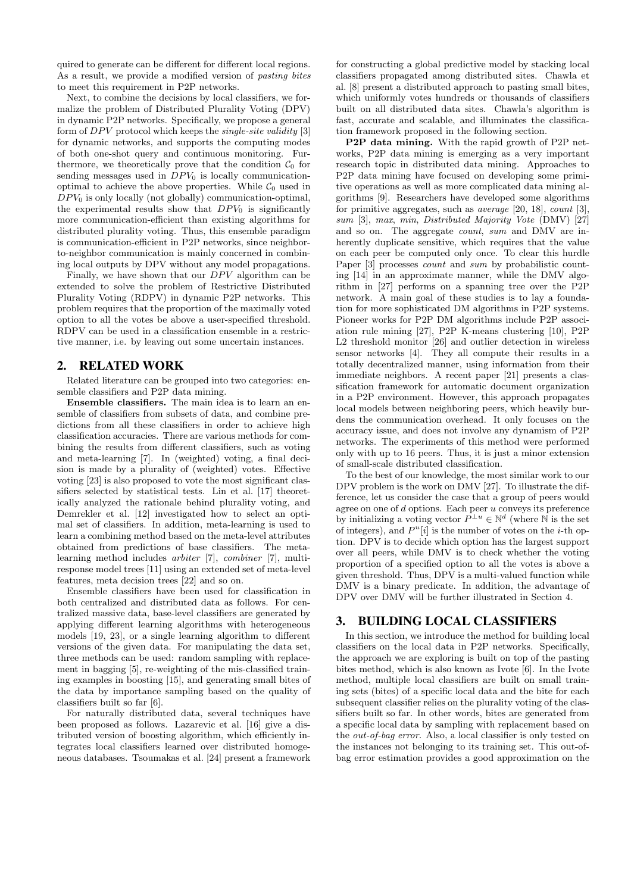quired to generate can be different for different local regions. As a result, we provide a modified version of *pasting bites* to meet this requirement in P2P networks.

Next, to combine the decisions by local classifiers, we formalize the problem of Distributed Plurality Voting (DPV) in dynamic P2P networks. Specifically, we propose a general form of *DPV* protocol which keeps the *single-site validity* [3] for dynamic networks, and supports the computing modes of both one-shot query and continuous monitoring. Furthermore, we theoretically prove that the condition $\mathcal{C}_0$ for sending messages used in $DPV_0$ is locally communication-optimal to achieve the above properties. While $\mathcal{C}_0$ used in $DPV_0$ is only locally (not globally) communication-optimal, the experimental results show that $DPV_0$ is significantly more communication-efficient than existing algorithms for distributed plurality voting. Thus, this ensemble paradigm is communication-efficient in P2P networks, since neighbor-to-neighbor communication is mainly concerned in combining local outputs by DPV without any model propagations.

Finally, we have shown that our *DPV* algorithm can be extended to solve the problem of Restrictive Distributed Plurality Voting (RDPV) in dynamic P2P networks. This problem requires that the proportion of the maximally voted option to all the votes be above a user-specified threshold. RDPV can be used in a classification ensemble in a restrictive manner, i.e. by leaving out some uncertain instances.

## 2. RELATED WORK

Related literature can be grouped into two categories: ensemble classifiers and P2P data mining.

**Ensemble classifiers.** The main idea is to learn an ensemble of classifiers from subsets of data, and combine predictions from all these classifiers in order to achieve high classification accuracies. There are various methods for combining the results from different classifiers, such as voting and meta-learning [7]. In (weighted) voting, a final decision is made by a plurality of (weighted) votes. Effective voting [23] is also proposed to vote the most significant classifiers selected by statistical tests. Lin et al. [17] theoretically analyzed the rationale behind plurality voting, and Demrekler et al. [12] investigated how to select an optimal set of classifiers. In addition, meta-learning is used to learn a combining method based on the meta-level attributes obtained from predictions of base classifiers. The meta-learning method includes *arbiter* [7], *combiner* [7], multi-response model trees [11] using an extended set of meta-level features, meta decision trees [22] and so on.

Ensemble classifiers have been used for classification in both centralized and distributed data as follows. For centralized massive data, base-level classifiers are generated by applying different learning algorithms with heterogeneous models [19, 23], or a single learning algorithm to different versions of the given data. For manipulating the data set, three methods can be used: random sampling with replacement in bagging [5], re-weighting of the mis-classified training examples in boosting [15], and generating small bites of the data by importance sampling based on the quality of classifiers built so far [6].

For naturally distributed data, several techniques have been proposed as follows. Lazarevic et al. [16] give a distributed version of boosting algorithm, which efficiently integrates local classifiers learned over distributed homogeneous databases. Tsoumakas et al. [24] present a framework for constructing a global predictive model by stacking local classifiers propagated among distributed sites. Chawla et al. [8] present a distributed approach to pasting small bites, which uniformly votes hundreds or thousands of classifiers built on all distributed data sites. Chawla's algorithm is fast, accurate and scalable, and illuminates the classification framework proposed in the following section.

**P2P data mining.** With the rapid growth of P2P networks, P2P data mining is emerging as a very important research topic in distributed data mining. Approaches to P2P data mining have focused on developing some primitive operations as well as more complicated data mining algorithms [9]. Researchers have developed some algorithms for primitive aggregates, such as *average* [20, 18], *count* [3], *sum* [3], *max*, *min*, *Distributed Majority Vote* (DMV) [27] and so on. The aggregate *count*, *sum* and DMV are inherently duplicate sensitive, which requires that the value on each peer be computed only once. To clear this hurdle Paper [3] processes *count* and *sum* by probabilistic counting [14] in an approximate manner, while the DMV algorithm in [27] performs on a spanning tree over the P2P network. A main goal of these studies is to lay a foundation for more sophisticated DM algorithms in P2P systems. Pioneer works for P2P DM algorithms include P2P association rule mining [27], P2P K-means clustering [10], P2P L2 threshold monitor [26] and outlier detection in wireless sensor networks [4]. They all compute their results in a totally decentralized manner, using information from their immediate neighbors. A recent paper [21] presents a classification framework for automatic document organization in a P2P environment. However, this approach propagates local models between neighboring peers, which heavily burdens the communication overhead. It only focuses on the accuracy issue, and does not involve any dynamism of P2P networks. The experiments of this method were performed only with up to 16 peers. Thus, it is just a minor extension of small-scale distributed classification.

To the best of our knowledge, the most similar work to our DPV problem is the work on DMV [27]. To illustrate the difference, let us consider the case that a group of peers would agree on one of $d$ options. Each peer $u$ conveys its preference by initializing a voting vector $P^{\perp u} \in \mathbb{N}^d$ (where $\mathbb{N}$ is the set of integers), and $P^u[i]$ is the number of votes on the $i$-th option. DPV is to decide which option has the largest support over all peers, while DMV is to check whether the voting proportion of a specified option to all the votes is above a given threshold. Thus, DPV is a multi-valued function while DMV is a binary predicate. In addition, the advantage of DPV over DMV will be further illustrated in Section 4.

## 3. BUILDING LOCAL CLASSIFIERS

In this section, we introduce the method for building local classifiers on the local data in P2P networks. Specifically, the approach we are exploring is built on top of the pasting bites method, which is also known as Ivote [6]. In the Ivote method, multiple local classifiers are built on small training sets (bites) of a specific local data and the bite for each subsequent classifier relies on the plurality voting of the classifiers built so far. In other words, bites are generated from a specific local data by sampling with replacement based on the *out-of-bag error*. Also, a local classifier is only tested on the instances not belonging to its training set. This out-of-bag error estimation provides a good approximation on the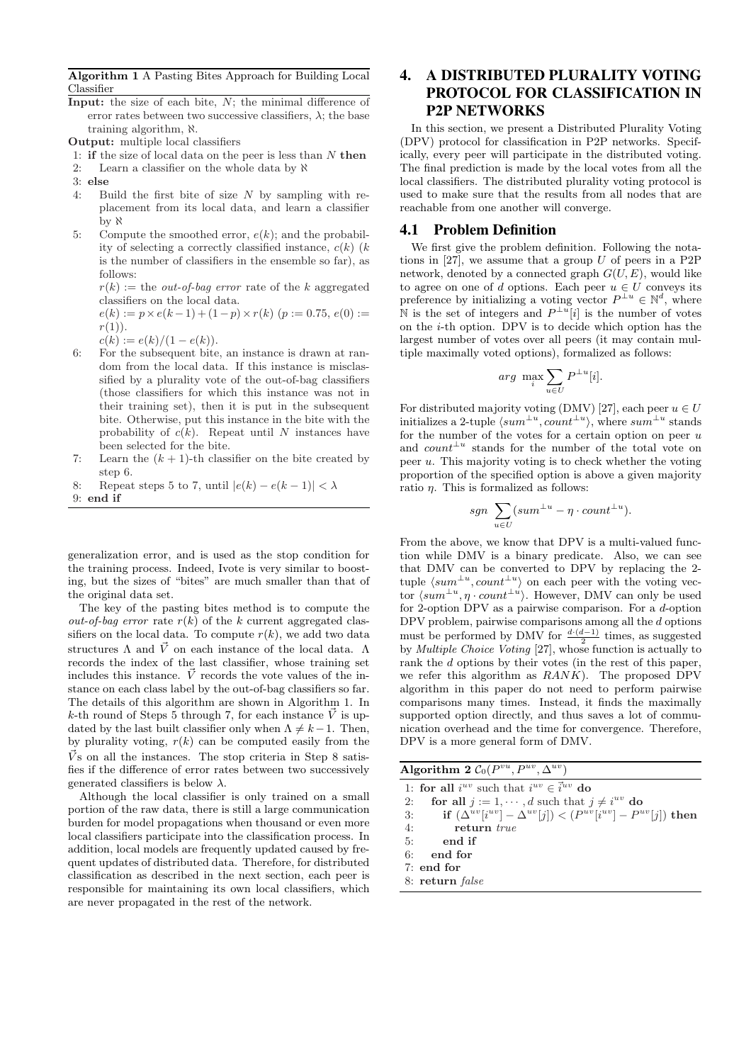**Algorithm 1** A Pasting Bites Approach for Building Local Classifier

**Input:** the size of each bite, $N$; the minimal difference of error rates between two successive classifiers, $\lambda$; the base training algorithm, $\aleph$.

**Output:** multiple local classifiers

1: **if** the size of local data on the peer is less than $N$ **then**
2: Learn a classifier on the whole data by $\aleph$
3: **else**
4: Build the first bite of size $N$ by sampling with replacement from its local data, and learn a classifier by $\aleph$
5: Compute the smoothed error, $e(k)$; and the probability of selecting a correctly classified instance, $c(k)$ ($k$ is the number of classifiers in the ensemble so far), as follows:
$r(k)$ := the *out-of-bag error* rate of the $k$ aggregated classifiers on the local data.
$e(k) := p \times e(k-1) + (1-p) \times r(k)$ ($p := 0.75$, $e(0) := r(1)$).
$c(k) := e(k)/(1-e(k))$.
6: For the subsequent bite, an instance is drawn at random from the local data. If this instance is misclassified by a plurality vote of the out-of-bag classifiers (those classifiers for which this instance was not in their training set), then it is put in the subsequent bite. Otherwise, put this instance in the bite with the probability of $c(k)$. Repeat until $N$ instances have been selected for the bite.
7: Learn the $(k+1)$-th classifier on the bite created by step 6.
8: Repeat steps 5 to 7, until $|e(k) - e(k-1)| < \lambda$
9: **end if**

generalization error, and is used as the stop condition for the training process. Indeed, Ivote is very similar to boosting, but the sizes of "bites" are much smaller than that of the original data set.

The key of the pasting bites method is to compute the *out-of-bag error* rate $r(k)$ of the $k$ current aggregated classifiers on the local data. To compute $r(k)$, we add two data structures $\Lambda$ and $\vec{V}$ on each instance of the local data. $\Lambda$ records the index of the last classifier, whose training set includes this instance. $\vec{V}$ records the vote values of the instance on each class label by the out-of-bag classifiers so far. The details of this algorithm are shown in Algorithm 1. In $k$-th round of Steps 5 through 7, for each instance $\vec{V}$ is updated by the last built classifier only when $\Lambda \neq k-1$. Then, by plurality voting, $r(k)$ can be computed easily from the $\vec{V}$s on all the instances. The stop criteria in Step 8 satisfies if the difference of error rates between two successively generated classifiers is below $\lambda$.

Although the local classifier is only trained on a small portion of the raw data, there is still a large communication burden for model propagations when thousand or even more local classifiers participate into the classification process. In addition, local models are frequently updated caused by frequent updates of distributed data. Therefore, for distributed classification as described in the next section, each peer is responsible for maintaining its own local classifiers, which are never propagated in the rest of the network.

# 4. A DISTRIBUTED PLURALITY VOTING PROTOCOL FOR CLASSIFICATION IN P2P NETWORKS

In this section, we present a Distributed Plurality Voting (DPV) protocol for classification in P2P networks. Specifically, every peer will participate in the distributed voting. The final prediction is made by the local votes from all the local classifiers. The distributed plurality voting protocol is used to make sure that the results from all nodes that are reachable from one another will converge.

## 4.1 Problem Definition

We first give the problem definition. Following the notations in [27], we assume that a group $U$ of peers in a P2P network, denoted by a connected graph $G(U, E)$, would like to agree on one of $d$ options. Each peer $u \in U$ conveys its preference by initializing a voting vector $P^{\perp u} \in \mathbb{N}^d$, where $\mathbb{N}$ is the set of integers and $P^{\perp u}[i]$ is the number of votes on the $i$-th option. DPV is to decide which option has the largest number of votes over all peers (it may contain multiple maximally voted options), formalized as follows:

$$arg \max_i \sum_{u \in U} P^{\perp u}[i].$$

For distributed majority voting (DMV) [27], each peer $u \in U$ initializes a 2-tuple $\langle sum^{\perp u}, count^{\perp u} \rangle$, where $sum^{\perp u}$ stands for the number of the votes for a certain option on peer $u$ and $count^{\perp u}$ stands for the number of the total vote on peer $u$. This majority voting is to check whether the voting proportion of the specified option is above a given majority ratio $\eta$. This is formalized as follows:

$$sgn \sum_{u \in U} (sum^{\perp u} - \eta \cdot count^{\perp u}).$$

From the above, we know that DPV is a multi-valued function while DMV is a binary predicate. Also, we can see that DMV can be converted to DPV by replacing the 2-tuple $\langle sum^{\perp u}, count^{\perp u} \rangle$ on each peer with the voting vector $\langle sum^{\perp u}, \eta \cdot count^{\perp u} \rangle$. However, DMV can only be used for 2-option DPV as a pairwise comparison. For a $d$-option DPV problem, pairwise comparisons among all the $d$ options must be performed by DMV for $\frac{d \cdot (d-1)}{2}$ times, as suggested by *Multiple Choice Voting* [27], whose function is actually to rank the $d$ options by their votes (in the rest of this paper, we refer this algorithm as *RANK*). The proposed DPV algorithm in this paper do not need to perform pairwise comparisons many times. Instead, it finds the maximally supported option directly, and thus saves a lot of communication overhead and the time for convergence. Therefore, DPV is a more general form of DMV.

**Algorithm 2** $\mathcal{C}_0(P^{vu}, P^{uv}, \Delta^{uv})$

1: **for all** $i^{uv}$ such that $i^{uv} \in \vec{i}^{uv}$ **do**
2: **for all** $j := 1, \cdots, d$ such that $j \neq i^{uv}$ **do**
3: **if** $(\Delta^{uv}[i^{uv}] - \Delta^{uv}[j]) < (P^{uv}[i^{uv}] - P^{uv}[j])$ **then**
4: **return** *true*
5: **end if**
6: **end for**
7: **end for**
8: **return** *false*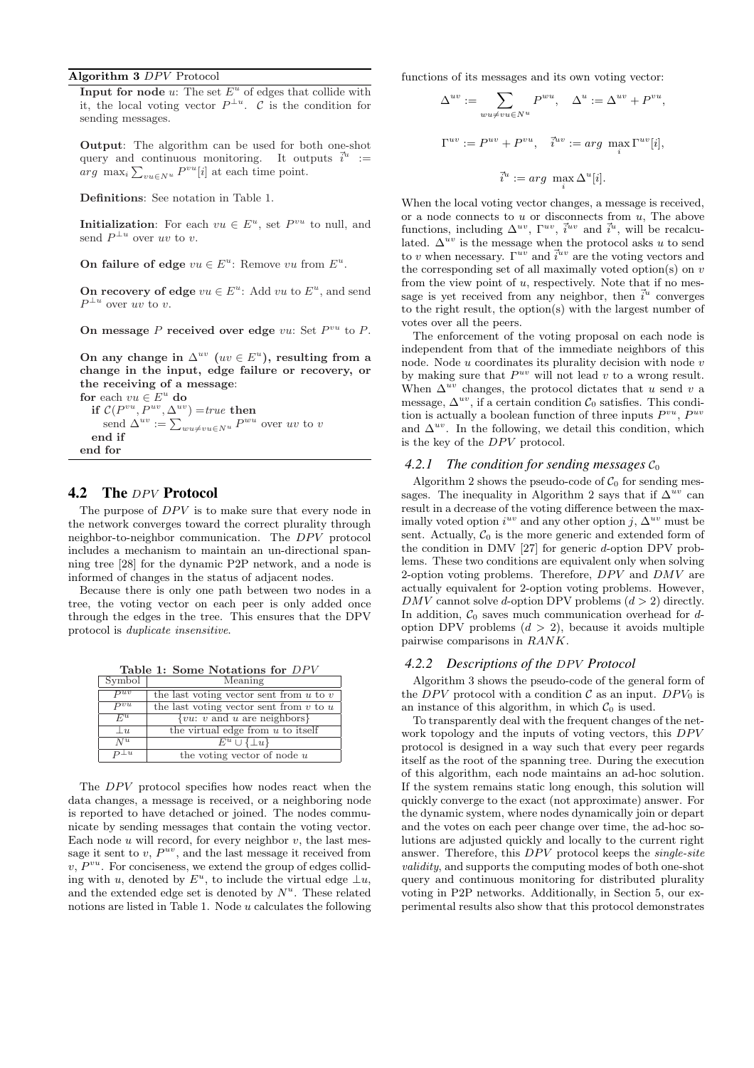**Algorithm 3** *DPV* Protocol

**Input for node** $u$: The set $E^u$ of edges that collide with it, the local voting vector $P^{\perp u}$. $\mathcal{C}$ is the condition for sending messages.

**Output**: The algorithm can be used for both one-shot query and continuous monitoring. It outputs $\vec{i}^u := arg\ \max_i \sum_{vu \in N^u} P^{vu}[i]$ at each time point.

**Definitions**: See notation in Table 1.

**Initialization**: For each $vu \in E^u$, set $P^{vu}$ to null, and send $P^{\perp u}$ over $uv$ to $v$.

**On failure of edge** $vu \in E^u$: Remove $vu$ from $E^u$.

**On recovery of edge** $vu \in E^u$: Add $vu$ to $E^u$, and send $P^{\perp u}$ over $uv$ to $v$.

**On message** $P$ **received over edge** $vu$: Set $P^{vu}$ to $P$.

**On any change in** $\Delta^{uv}$ **(**$uv \in E^u$**), resulting from a change in the input, edge failure or recovery, or the receiving of a message**:

**for** each $vu \in E^u$ **do**
  **if** $\mathcal{C}(P^{vu}, P^{uv}, \Delta^{uv}) = true$ **then**
    send $\Delta^{uv} := \sum_{wu \neq vu \in N^u} P^{wu}$ over $uv$ to $v$
  **end if**
**end for**

## 4.2 The *DPV* Protocol

The purpose of *DPV* is to make sure that every node in the network converges toward the correct plurality through neighbor-to-neighbor communication. The *DPV* protocol includes a mechanism to maintain an un-directional spanning tree [28] for the dynamic P2P network, and a node is informed of changes in the status of adjacent nodes.

Because there is only one path between two nodes in a tree, the voting vector on each peer is only added once through the edges in the tree. This ensures that the DPV protocol is *duplicate insensitive*.

**Table 1: Some Notations for** *DPV*

| Symbol | Meaning |
|---|---|
| $P^{uv}$ | the last voting vector sent from $u$ to $v$ |
| $P^{vu}$ | the last voting vector sent from $v$ to $u$ |
| $E^u$ | $\{vu$: $v$ and $u$ are neighbors$\}$ |
| $\perp u$ | the virtual edge from $u$ to itself |
| $N^u$ | $E^u \cup \{\perp u\}$ |
| $P^{\perp u}$ | the voting vector of node $u$ |

The *DPV* protocol specifies how nodes react when the data changes, a message is received, or a neighboring node is reported to have detached or joined. The nodes communicate by sending messages that contain the voting vector. Each node $u$ will record, for every neighbor $v$, the last message it sent to $v$, $P^{uv}$, and the last message it received from $v$, $P^{vu}$. For conciseness, we extend the group of edges colliding with $u$, denoted by $E^u$, to include the virtual edge $\perp u$, and the extended edge set is denoted by $N^u$. These related notions are listed in Table 1. Node $u$ calculates the following functions of its messages and its own voting vector:

$$\Delta^{uv} := \sum_{wu \neq vu \in N^u} P^{wu}, \quad \Delta^u := \Delta^{uv} + P^{vu},$$

$$\Gamma^{uv} := P^{uv} + P^{vu}, \quad \vec{i}^{uv} := arg\ \max_i \Gamma^{uv}[i],$$

$$\vec{i}^u := arg\ \max_i \Delta^u[i].$$

When the local voting vector changes, a message is received, or a node connects to $u$ or disconnects from $u$, The above functions, including $\Delta^{uv}$, $\Gamma^{uv}$, $\vec{i}^{uv}$ and $\vec{i}^u$, will be recalculated. $\Delta^{uv}$ is the message when the protocol asks $u$ to send to $v$ when necessary. $\Gamma^{uv}$ and $\vec{i}^{uv}$ are the voting vectors and the corresponding set of all maximally voted option(s) on $v$ from the view point of $u$, respectively. Note that if no message is yet received from any neighbor, then $\vec{i}^u$ converges to the right result, the option(s) with the largest number of votes over all the peers.

The enforcement of the voting proposal on each node is independent from that of the immediate neighbors of this node. Node $u$ coordinates its plurality decision with node $v$ by making sure that $P^{uv}$ will not lead $v$ to a wrong result. When $\Delta^{uv}$ changes, the protocol dictates that $u$ send $v$ a message, $\Delta^{uv}$, if a certain condition $\mathcal{C}_0$ satisfies. This condition is actually a boolean function of three inputs $P^{vu}$, $P^{uv}$ and $\Delta^{uv}$. In the following, we detail this condition, which is the key of the *DPV* protocol.

### 4.2.1 The condition for sending messages $\mathcal{C}_0$

Algorithm 2 shows the pseudo-code of $\mathcal{C}_0$ for sending messages. The inequality in Algorithm 2 says that if $\Delta^{uv}$ can result in a decrease of the voting difference between the maximally voted option $i^{uv}$ and any other option $j$, $\Delta^{uv}$ must be sent. Actually, $\mathcal{C}_0$ is the more generic and extended form of the condition in DMV [27] for generic $d$-option DPV problems. These two conditions are equivalent only when solving 2-option voting problems. Therefore, *DPV* and *DMV* are actually equivalent for 2-option voting problems. However, *DMV* cannot solve $d$-option DPV problems ($d > 2$) directly. In addition, $\mathcal{C}_0$ saves much communication overhead for $d$-option DPV problems ($d > 2$), because it avoids multiple pairwise comparisons in *RANK*.

### 4.2.2 Descriptions of the *DPV* Protocol

Algorithm 3 shows the pseudo-code of the general form of the *DPV* protocol with a condition $\mathcal{C}$ as an input. $DPV_0$ is an instance of this algorithm, in which $\mathcal{C}_0$ is used.

To transparently deal with the frequent changes of the network topology and the inputs of voting vectors, this *DPV* protocol is designed in a way such that every peer regards itself as the root of the spanning tree. During the execution of this algorithm, each node maintains an ad-hoc solution. If the system remains static long enough, this solution will quickly converge to the exact (not approximate) answer. For the dynamic system, where nodes dynamically join or depart and the votes on each peer change over time, the ad-hoc solutions are adjusted quickly and locally to the current right answer. Therefore, this *DPV* protocol keeps the *single-site validity*, and supports the computing modes of both one-shot query and continuous monitoring for distributed plurality voting in P2P networks. Additionally, in Section 5, our experimental results also show that this protocol demonstrates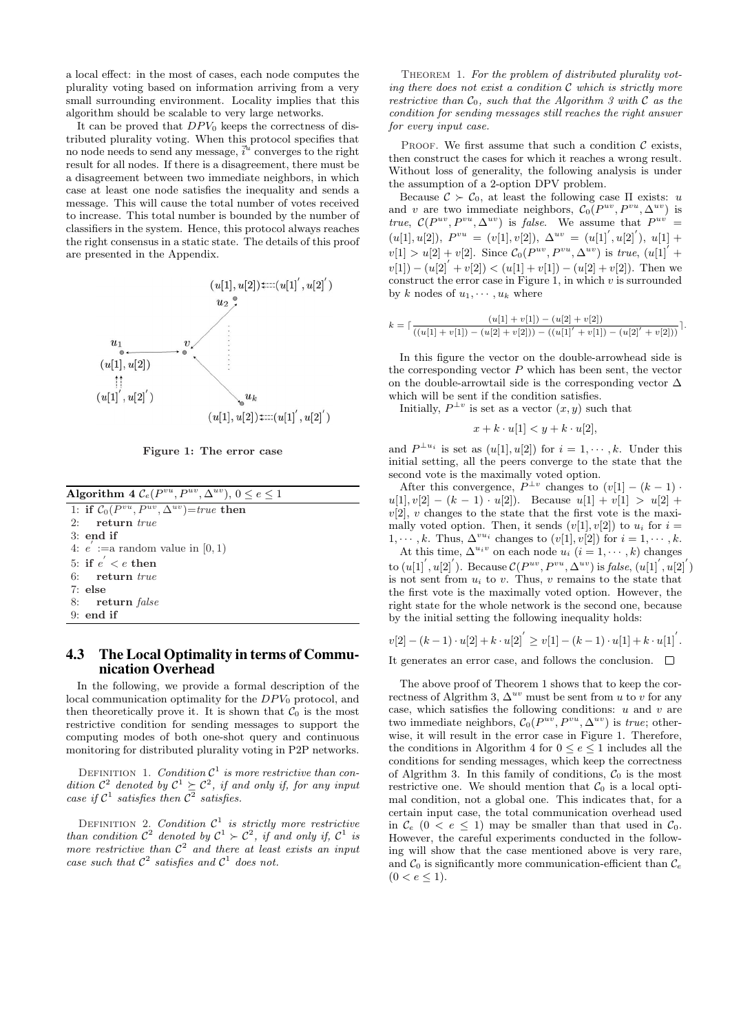a local effect: in the most of cases, each node computes the plurality voting based on information arriving from a very small surrounding environment. Locality implies that this algorithm should be scalable to very large networks.

It can be proved that $DPV_0$ keeps the correctness of distributed plurality voting. When this protocol specifies that no node needs to send any message, $\vec{i}^u$ converges to the right result for all nodes. If there is a disagreement, there must be a disagreement between two immediate neighbors, in which case at least one node satisfies the inequality and sends a message. This will cause the total number of votes received to increase. This total number is bounded by the number of classifiers in the system. Hence, this protocol always reaches the right consensus in a static state. The details of this proof are presented in the Appendix.

**Figure 1: The error case**

**Algorithm 4** $\mathcal{C}_e(P^{vu}, P^{uv}, \Delta^{uv})$, $0 \le e \le 1$

```
1: if C_0(P^{vu}, P^{uv}, Δ^{uv})=true then
2:     return true
3: end if
4: e' :=a random value in [0,1)
5: if e' < e then
6:     return true
7: else
8:     return false
9: end if
```

### 4.3 The Local Optimality in terms of Communication Overhead

In the following, we provide a formal description of the local communication optimality for the $DPV_0$ protocol, and then theoretically prove it. It is shown that $\mathcal{C}_0$ is the most restrictive condition for sending messages to support the computing modes of both one-shot query and continuous monitoring for distributed plurality voting in P2P networks.

Definition 1. *Condition $\mathcal{C}^1$ is more restrictive than condition $\mathcal{C}^2$ denoted by $\mathcal{C}^1 \succeq \mathcal{C}^2$, if and only if, for any input case if $\mathcal{C}^1$ satisfies then $\mathcal{C}^2$ satisfies.*

Definition 2. *Condition $\mathcal{C}^1$ is strictly more restrictive than condition $\mathcal{C}^2$ denoted by $\mathcal{C}^1 \succ \mathcal{C}^2$, if and only if, $\mathcal{C}^1$ is more restrictive than $\mathcal{C}^2$ and there at least exists an input case such that $\mathcal{C}^2$ satisfies and $\mathcal{C}^1$ does not.*

Theorem 1. *For the problem of distributed plurality voting there does not exist a condition $\mathcal{C}$ which is strictly more restrictive than $\mathcal{C}_0$, such that the Algorithm 3 with $\mathcal{C}$ as the condition for sending messages still reaches the right answer for every input case.*

Proof. We first assume that such a condition $\mathcal{C}$ exists, then construct the cases for which it reaches a wrong result. Without loss of generality, the following analysis is under the assumption of a 2-option DPV problem.

Because $\mathcal{C} \succ \mathcal{C}_0$, at least the following case $\Pi$ exists: $u$ and $v$ are two immediate neighbors, $\mathcal{C}_0(P^{uv}, P^{vu}, \Delta^{uv})$ is *true*, $\mathcal{C}(P^{uv}, P^{vu}, \Delta^{uv})$ is *false*. We assume that $P^{uv} = (u[1], u[2])$, $P^{vu} = (v[1], v[2])$, $\Delta^{uv} = (u[1]', u[2]')$, $u[1] + v[1] > u[2] + v[2]$. Since $\mathcal{C}_0(P^{uv}, P^{vu}, \Delta^{uv})$ is *true*, $(u[1]' + v[1]) - (u[2]' + v[2]) < (u[1] + v[1]) - (u[2] + v[2])$. Then we construct the error case in Figure 1, in which $v$ is surrounded by $k$ nodes of $u_1, \cdots, u_k$ where

$$k = \lceil \frac{(u[1] + v[1]) - (u[2] + v[2])}{((u[1] + v[1]) - (u[2] + v[2])) - ((u[1]' + v[1]) - (u[2]' + v[2]))} \rceil.$$

In this figure the vector on the double-arrowhead side is the corresponding vector $P$ which has been sent, the vector on the double-arrowtail side is the corresponding vector $\Delta$ which will be sent if the condition satisfies.

Initially, $P^{\perp v}$ is set as a vector $(x, y)$ such that

$$x + k \cdot u[1] < y + k \cdot u[2],$$

and $P^{\perp u_i}$ is set as $(u[1], u[2])$ for $i = 1, \cdots, k$. Under this initial setting, all the peers converge to the state that the second vote is the maximally voted option.

After this convergence, $P^{\perp v}$ changes to $(v[1] - (k-1) \cdot u[1], v[2] - (k-1) \cdot u[2])$. Because $u[1] + v[1] > u[2] + v[2]$, $v$ changes to the state that the first vote is the maximally voted option. Then, it sends $(v[1], v[2])$ to $u_i$ for $i = 1, \cdots, k$. Thus, $\Delta^{vu_i}$ changes to $(v[1], v[2])$ for $i = 1, \cdots, k$.

At this time, $\Delta^{u_i v}$ on each node $u_i$ $(i = 1, \cdots, k)$ changes to $(u[1]', u[2]')$. Because $\mathcal{C}(P^{uv}, P^{vu}, \Delta^{uv})$ is *false*, $(u[1]', u[2]')$ is not sent from $u_i$ to $v$. Thus, $v$ remains to the state that the first vote is the maximally voted option. However, the right state for the whole network is the second one, because by the initial setting the following inequality holds:

$$v[2] - (k-1) \cdot u[2] + k \cdot u[2]' \ge v[1] - (k-1) \cdot u[1] + k \cdot u[1]'.$$

It generates an error case, and follows the conclusion. $\square$

The above proof of Theorem 1 shows that to keep the correctness of Algrithm 3, $\Delta^{uv}$ must be sent from $u$ to $v$ for any case, which satisfies the following conditions: $u$ and $v$ are two immediate neighbors, $\mathcal{C}_0(P^{uv}, P^{vu}, \Delta^{uv})$ is *true*; otherwise, it will result in the error case in Figure 1. Therefore, the conditions in Algorithm 4 for $0 \le e \le 1$ includes all the conditions for sending messages, which keep the correctness of Algorithm 3. In this family of conditions, $\mathcal{C}_0$ is the most restrictive one. We should mention that $\mathcal{C}_0$ is a local optimal condition, not a global one. This indicates that, for a certain input case, the total communication overhead used in $\mathcal{C}_e$ $(0 < e \le 1)$ may be smaller than that used in $\mathcal{C}_0$. However, the careful experiments conducted in the following will show that the case mentioned above is very rare, and $\mathcal{C}_0$ is significantly more communication-efficient than $\mathcal{C}_e$ $(0 < e \le 1)$.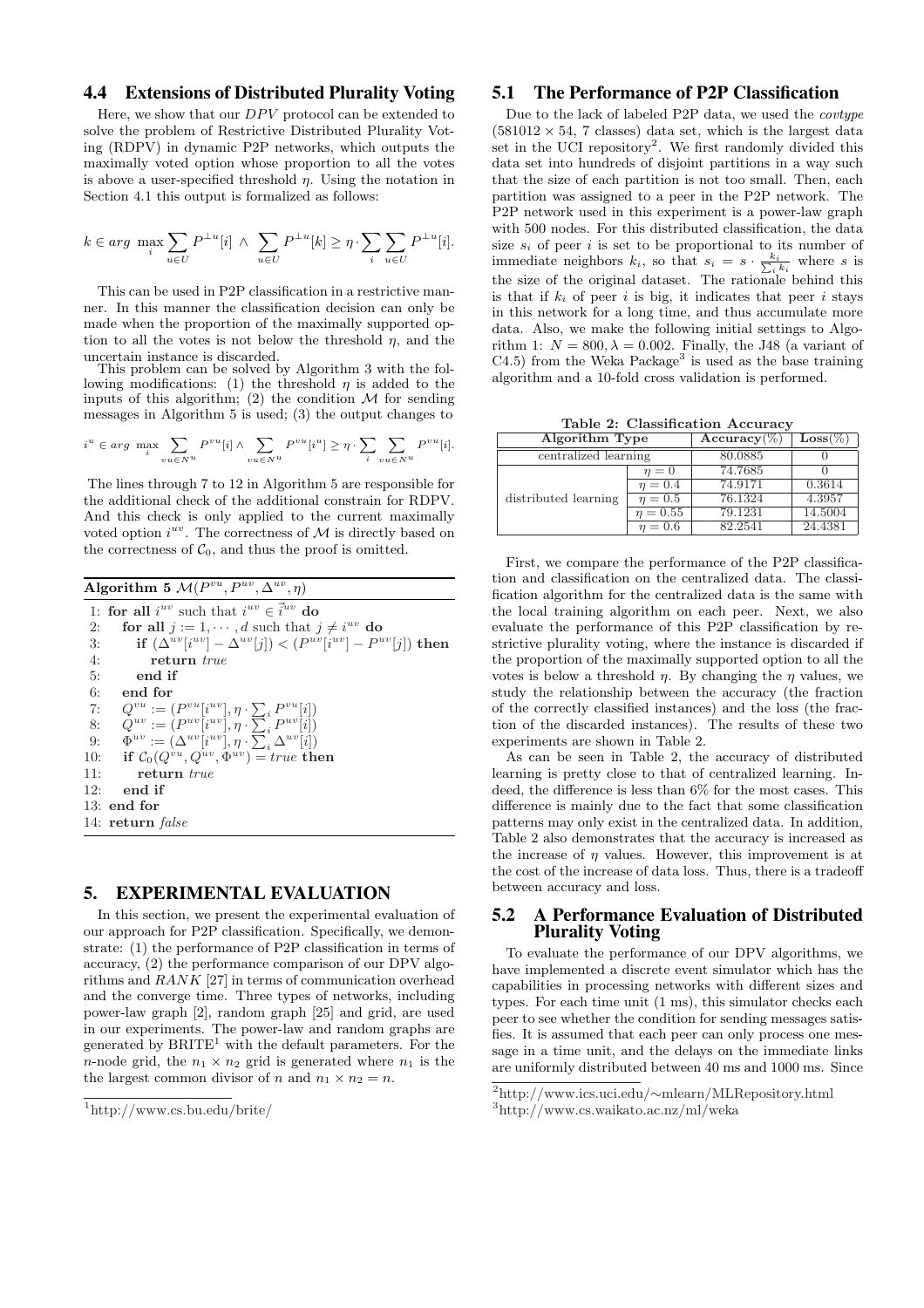### 4.4 Extensions of Distributed Plurality Voting

Here, we show that our *DPV* protocol can be extended to solve the problem of Restrictive Distributed Plurality Voting (RDPV) in dynamic P2P networks, which outputs the maximally voted option whose proportion to all the votes is above a user-specified threshold $\eta$. Using the notation in Section 4.1 this output is formalized as follows:

$$k \in arg \max_i \sum_{u \in U} P^{\perp u}[i] \wedge \sum_{u \in U} P^{\perp u}[k] \geq \eta \cdot \sum_i \sum_{u \in U} P^{\perp u}[i].$$

This can be used in P2P classification in a restrictive manner. In this manner the classification decision can only be made when the proportion of the maximally supported option to all the votes is not below the threshold $\eta$, and the uncertain instance is discarded.

This problem can be solved by Algorithm 3 with the following modifications: (1) the threshold $\eta$ is added to the inputs of this algorithm; (2) the condition $\mathcal{M}$ for sending messages in Algorithm 5 is used; (3) the output changes to

$$i^u \in arg \max_i \sum_{vu \in N^u} P^{vu}[i] \wedge \sum_{vu \in N^u} P^{vu}[i^u] \geq \eta \cdot \sum_i \sum_{vu \in N^u} P^{vu}[i].$$

The lines through 7 to 12 in Algorithm 5 are responsible for the additional check of the additional constrain for RDPV. And this check is only applied to the current maximally voted option $i^{uv}$. The correctness of $\mathcal{M}$ is directly based on the correctness of $\mathcal{C}_0$, and thus the proof is omitted.

**Algorithm 5** $\mathcal{M}(P^{vu}, P^{uv}, \Delta^{uv}, \eta)$

```
1:  for all i^uv such that i^uv ∈ i^uv do
2:     for all j := 1, ··· , d such that j ≠ i^uv do
3:        if (Δ^uv[i^uv] − Δ^uv[j]) < (P^uv[i^uv] − P^uv[j]) then
4:           return true
5:        end if
6:     end for
7:     Q^vu := (P^vu[i^uv], η · Σ_i P^vu[i])
8:     Q^uv := (P^uv[i^uv], η · Σ_i P^uv[i])
9:     Φ^uv := (Δ^uv[i^uv], η · Σ_i Δ^uv[i])
10:    if C_0(Q^vu, Q^uv, Φ^uv) = true then
11:       return true
12:    end if
13: end for
14: return false
```

## 5. EXPERIMENTAL EVALUATION

In this section, we present the experimental evaluation of our approach for P2P classification. Specifically, we demonstrate: (1) the performance of P2P classification in terms of accuracy, (2) the performance comparison of our DPV algorithms and *RANK* [27] in terms of communication overhead and the converge time. Three types of networks, including power-law graph [2], random graph [25] and grid, are used in our experiments. The power-law and random graphs are generated by BRITE[1] with the default parameters. For the $n$-node grid, the $n_1 \times n_2$ grid is generated where $n_1$ is the the largest common divisor of $n$ and $n_1 \times n_2 = n$.

[1] http://www.cs.bu.edu/brite/

### 5.1 The Performance of P2P Classification

Due to the lack of labeled P2P data, we used the *covtype* ($581012 \times 54$, 7 classes) data set, which is the largest data set in the UCI repository[2]. We first randomly divided this data set into hundreds of disjoint partitions in a way such that the size of each partition is not too small. Then, each partition was assigned to a peer in the P2P network. The P2P network used in this experiment is a power-law graph with 500 nodes. For this distributed classification, the data size $s_i$ of peer $i$ is set to be proportional to its number of immediate neighbors $k_i$, so that $s_i = s \cdot \frac{k_i}{\sum_i k_i}$ where $s$ is the size of the original dataset. The rationale behind this is that if $k_i$ of peer $i$ is big, it indicates that peer $i$ stays in this network for a long time, and thus accumulate more data. Also, we make the following initial settings to Algorithm 1: $N = 800, \lambda = 0.002$. Finally, the J48 (a variant of C4.5) from the Weka Package[3] is used as the base training algorithm and a 10-fold cross validation is performed.

**Table 2: Classification Accuracy**

| Algorithm Type | | Accuracy(%) | Loss(%) |
|---|---|---|---|
| centralized learning | | 80.0885 | 0 |
| distributed learning | $\eta = 0$ | 74.7685 | 0 |
| | $\eta = 0.4$ | 74.9171 | 0.3614 |
| | $\eta = 0.5$ | 76.1324 | 4.3957 |
| | $\eta = 0.55$ | 79.1231 | 14.5004 |
| | $\eta = 0.6$ | 82.2541 | 24.4381 |

First, we compare the performance of the P2P classification and classification on the centralized data. The classification algorithm for the centralized data is the same with the local training algorithm on each peer. Next, we also evaluate the performance of this P2P classification by restrictive plurality voting, where the instance is discarded if the proportion of the maximally supported option to all the votes is below a threshold $\eta$. By changing the $\eta$ values, we study the relationship between the accuracy (the fraction of the correctly classified instances) and the loss (the fraction of the discarded instances). The results of these two experiments are shown in Table 2.

As can be seen in Table 2, the accuracy of distributed learning is pretty close to that of centralized learning. Indeed, the difference is less than 6% for the most cases. This difference is mainly due to the fact that some classification patterns may only exist in the centralized data. In addition, Table 2 also demonstrates that the accuracy is increased as the increase of $\eta$ values. However, this improvement is at the cost of the increase of data loss. Thus, there is a tradeoff between accuracy and loss.

### 5.2 A Performance Evaluation of Distributed Plurality Voting

To evaluate the performance of our DPV algorithms, we have implemented a discrete event simulator which has the capabilities in processing networks with different sizes and types. For each time unit (1 ms), this simulator checks each peer to see whether the condition for sending messages satisfies. It is assumed that each peer can only process one message in a time unit, and the delays on the immediate links are uniformly distributed between 40 ms and 1000 ms. Since

[2] http://www.ics.uci.edu/∼mlearn/MLRepository.html

[3] http://www.cs.waikato.ac.nz/ml/weka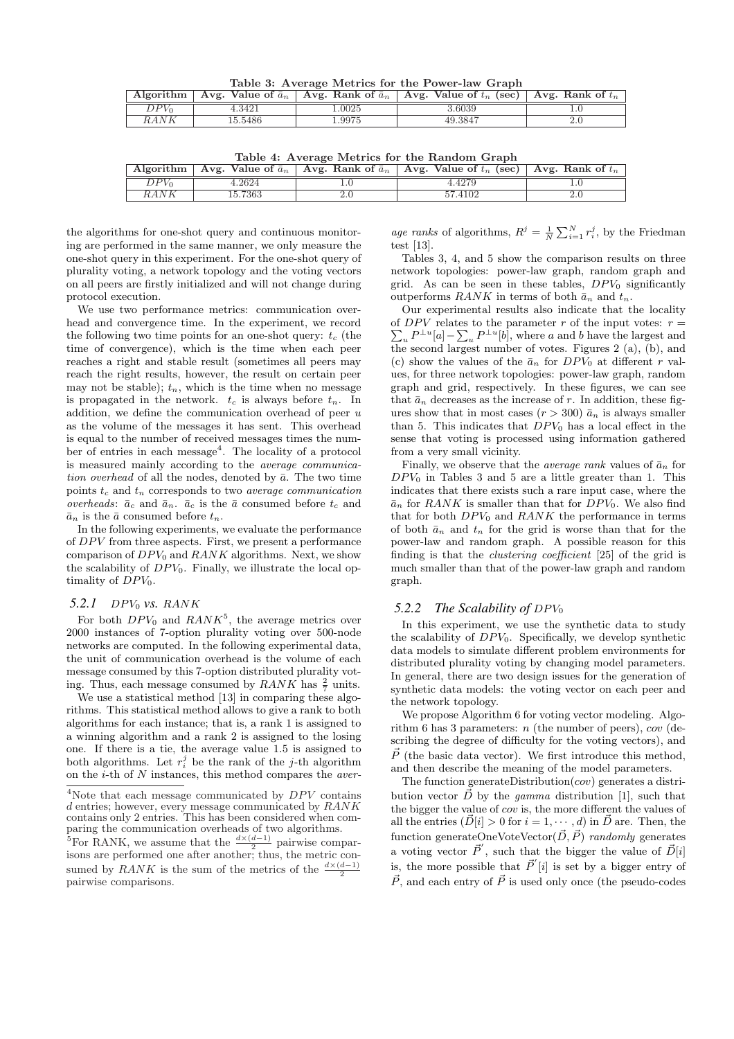**Table 3: Average Metrics for the Power-law Graph**

| Algorithm | Avg. Value of $\bar{a}_n$ | Avg. Rank of $\bar{a}_n$ | Avg. Value of $t_n$ (sec) | Avg. Rank of $t_n$ |
|---|---|---|---|---|
| $DPV_0$ | 4.3421 | 1.0025 | 3.6039 | 1.0 |
| $RANK$ | 15.5486 | 1.9975 | 49.3847 | 2.0 |

**Table 4: Average Metrics for the Random Graph**

| Algorithm | Avg. Value of $\bar{a}_n$ | Avg. Rank of $\bar{a}_n$ | Avg. Value of $t_n$ (sec) | Avg. Rank of $t_n$ |
|---|---|---|---|---|
| $DPV_0$ | 4.2624 | 1.0 | 4.4279 | 1.0 |
| $RANK$ | 15.7363 | 2.0 | 57.4102 | 2.0 |

the algorithms for one-shot query and continuous monitoring are performed in the same manner, we only measure the one-shot query in this experiment. For the one-shot query of plurality voting, a network topology and the voting vectors on all peers are firstly initialized and will not change during protocol execution.

We use two performance metrics: communication overhead and convergence time. In the experiment, we record the following two time points for an one-shot query: $t_c$ (the time of convergence), which is the time when each peer reaches a right and stable result (sometimes all peers may reach the right results, however, the result on certain peer may not be stable); $t_n$, which is the time when no message is propagated in the network. $t_c$ is always before $t_n$. In addition, we define the communication overhead of peer $u$ as the volume of the messages it has sent. This overhead is equal to the number of received messages times the number of entries in each message[4]. The locality of a protocol is measured mainly according to the *average communication overhead* of all the nodes, denoted by $\bar{a}$. The two time points $t_c$ and $t_n$ corresponds to two *average communication overheads*: $\bar{a}_c$ and $\bar{a}_n$. $\bar{a}_c$ is the $\bar{a}$ consumed before $t_c$ and $\bar{a}_n$ is the $\bar{a}$ consumed before $t_n$.

In the following experiments, we evaluate the performance of $DPV$ from three aspects. First, we present a performance comparison of $DPV_0$ and $RANK$ algorithms. Next, we show the scalability of $DPV_0$. Finally, we illustrate the local optimality of $DPV_0$.

### 5.2.1 $DPV_0$ vs. $RANK$

For both $DPV_0$ and $RANK$[5], the average metrics over 2000 instances of 7-option plurality voting over 500-node networks are computed. In the following experimental data, the unit of communication overhead is the volume of each message consumed by this 7-option distributed plurality voting. Thus, each message consumed by $RANK$ has $\frac{2}{7}$ units.

We use a statistical method [13] in comparing these algorithms. This statistical method allows to give a rank to both algorithms for each instance; that is, a rank 1 is assigned to a winning algorithm and a rank 2 is assigned to the losing one. If there is a tie, the average value 1.5 is assigned to both algorithms. Let $r_i^j$ be the rank of the $j$-th algorithm on the $i$-th of $N$ instances, this method compares the *average ranks* of algorithms, $R^j = \frac{1}{N}\sum_{i=1}^{N} r_i^j$, by the Friedman test [13].

Tables 3, 4, and 5 show the comparison results on three network topologies: power-law graph, random graph and grid. As can be seen in these tables, $DPV_0$ significantly outperforms $RANK$ in terms of both $\bar{a}_n$ and $t_n$.

Our experimental results also indicate that the locality of $DPV$ relates to the parameter $r$ of the input votes: $r = \sum_u P^{\perp u}[a] - \sum_u P^{\perp u}[b]$, where $a$ and $b$ have the largest and the second largest number of votes. Figures 2 (a), (b), and (c) show the values of the $\bar{a}_n$ for $DPV_0$ at different $r$ values, for three network topologies: power-law graph, random graph and grid, respectively. In these figures, we can see that $\bar{a}_n$ decreases as the increase of $r$. In addition, these figures show that in most cases ($r > 300$) $\bar{a}_n$ is always smaller than 5. This indicates that $DPV_0$ has a local effect in the sense that voting is processed using information gathered from a very small vicinity.

Finally, we observe that the *average rank* values of $\bar{a}_n$ for $DPV_0$ in Tables 3 and 5 are a little greater than 1. This indicates that there exists such a rare input case, where the $\bar{a}_n$ for $RANK$ is smaller than that for $DPV_0$. We also find that for both $DPV_0$ and $RANK$ the performance in terms of both $\bar{a}_n$ and $t_n$ for the grid is worse than that for the power-law and random graph. A possible reason for this finding is that the *clustering coefficient* [25] of the grid is much smaller than that of the power-law graph and random graph.

### 5.2.2 The Scalability of $DPV_0$

In this experiment, we use the synthetic data to study the scalability of $DPV_0$. Specifically, we develop synthetic data models to simulate different problem environments for distributed plurality voting by changing model parameters. In general, there are two design issues for the generation of synthetic data models: the voting vector on each peer and the network topology.

We propose Algorithm 6 for voting vector modeling. Algorithm 6 has 3 parameters: $n$ (the number of peers), *cov* (describing the degree of difficulty for the voting vectors), and $\vec{P}$ (the basic data vector). We first introduce this method, and then describe the meaning of the model parameters.

The function generateDistribution(*cov*) generates a distribution vector $\vec{D}$ by the *gamma* distribution [1], such that the bigger the value of *cov* is, the more different the values of all the entries ($\vec{D}[i] > 0$ for $i = 1, \cdots, d$) in $\vec{D}$ are. Then, the function generateOneVoteVector($\vec{D}, \vec{P}$) *randomly* generates a voting vector $\vec{P}'$, such that the bigger the value of $\vec{D}[i]$ is, the more possible that $\vec{P}'[i]$ is set by a bigger entry of $\vec{P}$, and each entry of $\vec{P}$ is used only once (the pseudo-codes

[4] Note that each message communicated by $DPV$ contains $d$ entries; however, every message communicated by $RANK$ contains only 2 entries. This has been considered when comparing the communication overheads of two algorithms.

[5] For RANK, we assume that the $\frac{d\times(d-1)}{2}$ pairwise comparisons are performed one after another; thus, the metric consumed by $RANK$ is the sum of the metrics of the $\frac{d\times(d-1)}{2}$ pairwise comparisons.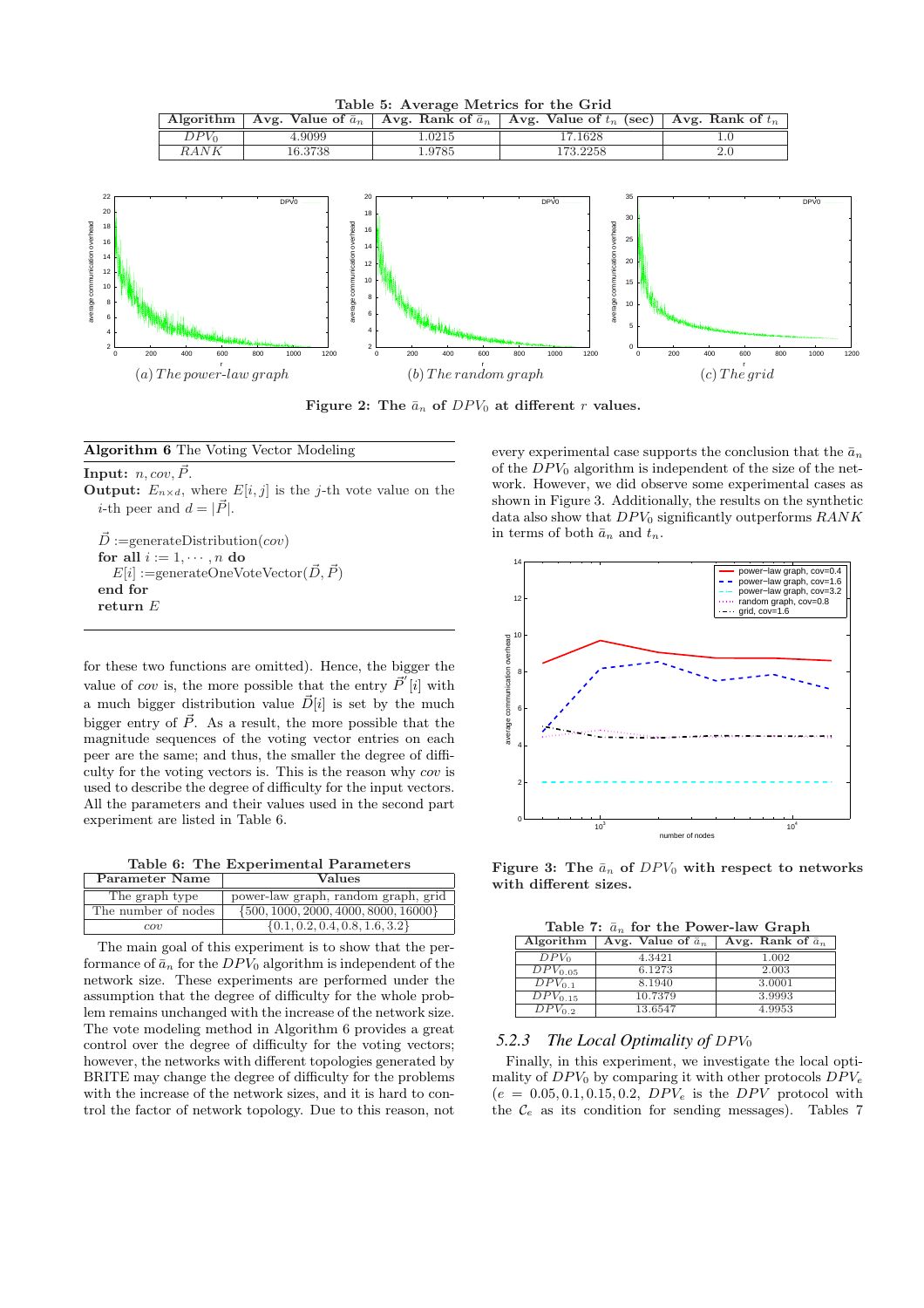**Table 5: Average Metrics for the Grid**

| Algorithm | Avg. Value of $\bar{a}_n$ | Avg. Rank of $\bar{a}_n$ | Avg. Value of $t_n$ (sec) | Avg. Rank of $t_n$ |
|---|---|---|---|---|
| $DPV_0$ | 4.9099 | 1.0215 | 17.1628 | 1.0 |
| $RANK$ | 16.3738 | 1.9785 | 173.2258 | 2.0 |

(a) *The power-law graph* (b) *The random graph* (c) *The grid*

**Figure 2: The $\bar{a}_n$ of $DPV_0$ at different $r$ values.**

---

**Algorithm 6** The Voting Vector Modeling

**Input:** $n, cov, \vec{P}$.

**Output:** $E_{n \times d}$, where $E[i, j]$ is the $j$-th vote value on the $i$-th peer and $d = |\vec{P}|$.

$\vec{D}$ :=generateDistribution($cov$)
**for all** $i := 1, \cdots, n$ **do**
  $E[i]$ :=generateOneVoteVector($\vec{D}, \vec{P}$)
**end for**
**return** $E$

---

for these two functions are omitted). Hence, the bigger the value of $cov$ is, the more possible that the entry $\vec{P}'[i]$ with a much bigger distribution value $\vec{D}[i]$ is set by the much bigger entry of $\vec{P}$. As a result, the more possible that the magnitude sequences of the voting vector entries on each peer are the same; and thus, the smaller the degree of difficulty for the voting vectors is. This is the reason why $cov$ is used to describe the degree of difficulty for the input vectors. All the parameters and their values used in the second part experiment are listed in Table 6.

**Table 6: The Experimental Parameters**

| Parameter Name | Values |
|---|---|
| The graph type | power-law graph, random graph, grid |
| The number of nodes | $\{500, 1000, 2000, 4000, 8000, 16000\}$ |
| $cov$ | $\{0.1, 0.2, 0.4, 0.8, 1.6, 3.2\}$ |

The main goal of this experiment is to show that the performance of $\bar{a}_n$ for the $DPV_0$ algorithm is independent of the network size. These experiments are performed under the assumption that the degree of difficulty for the whole problem remains unchanged with the increase of the network size. The vote modeling method in Algorithm 6 provides a great control over the degree of difficulty for the voting vectors; however, the networks with different topologies generated by BRITE may change the degree of difficulty for the problems with the increase of the network sizes, and it is hard to control the factor of network topology. Due to this reason, not every experimental case supports the conclusion that the $\bar{a}_n$ of the $DPV_0$ algorithm is independent of the size of the network. However, we did observe some experimental cases as shown in Figure 3. Additionally, the results on the synthetic data also show that $DPV_0$ significantly outperforms $RANK$ in terms of both $\bar{a}_n$ and $t_n$.

**Figure 3: The $\bar{a}_n$ of $DPV_0$ with respect to networks with different sizes.**

**Table 7: $\bar{a}_n$ for the Power-law Graph**

| Algorithm | Avg. Value of $\bar{a}_n$ | Avg. Rank of $\bar{a}_n$ |
|---|---|---|
| $DPV_0$ | 4.3421 | 1.002 |
| $DPV_{0.05}$ | 6.1273 | 2.003 |
| $DPV_{0.1}$ | 8.1940 | 3.0001 |
| $DPV_{0.15}$ | 10.7379 | 3.9993 |
| $DPV_{0.2}$ | 13.6547 | 4.9953 |

### 5.2.3 The Local Optimality of $DPV_0$

Finally, in this experiment, we investigate the local optimality of $DPV_0$ by comparing it with other protocols $DPV_e$ ($e = 0.05, 0.1, 0.15, 0.2$, $DPV_e$ is the $DPV$ protocol with the $\mathcal{C}_e$ as its condition for sending messages). Tables 7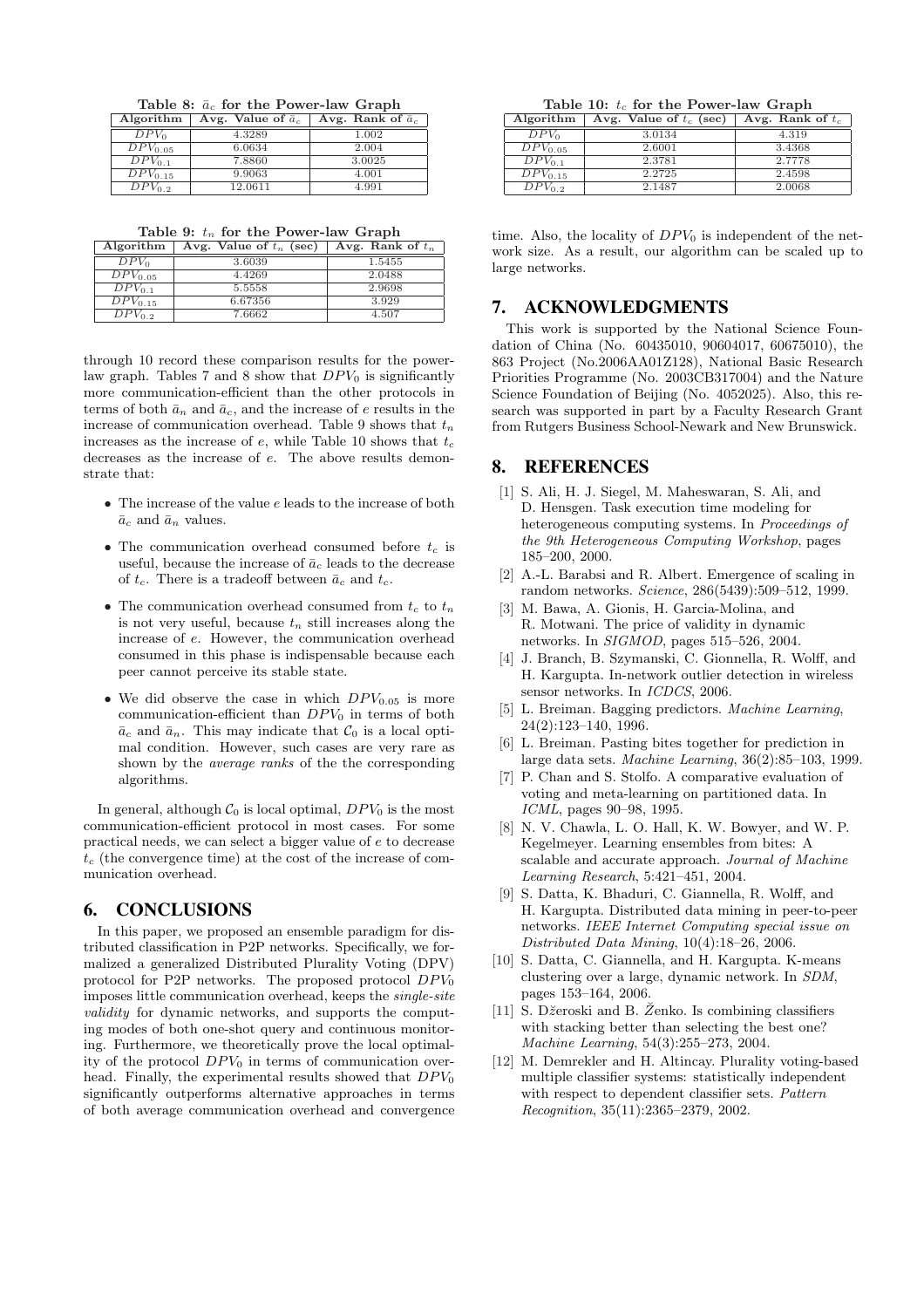Table 8: $\bar{a}_c$ for the Power-law Graph

| Algorithm | Avg. Value of $\bar{a}_c$ | Avg. Rank of $\bar{a}_c$ |
| --- | --- | --- |
| $DPV_0$ | 4.3289 | 1.002 |
| $DPV_{0.05}$ | 6.0634 | 2.004 |
| $DPV_{0.1}$ | 7.8860 | 3.0025 |
| $DPV_{0.15}$ | 9.9063 | 4.001 |
| $DPV_{0.2}$ | 12.0611 | 4.991 |

Table 9: $t_n$ for the Power-law Graph

| Algorithm | Avg. Value of $t_n$ (sec) | Avg. Rank of $t_n$ |
| --- | --- | --- |
| $DPV_0$ | 3.6039 | 1.5455 |
| $DPV_{0.05}$ | 4.4269 | 2.0488 |
| $DPV_{0.1}$ | 5.5558 | 2.9698 |
| $DPV_{0.15}$ | 6.67356 | 3.929 |
| $DPV_{0.2}$ | 7.6662 | 4.507 |

through 10 record these comparison results for the power-law graph. Tables 7 and 8 show that $DPV_0$ is significantly more communication-efficient than the other protocols in terms of both $\bar{a}_n$ and $\bar{a}_c$, and the increase of $e$ results in the increase of communication overhead. Table 9 shows that $t_n$ increases as the increase of $e$, while Table 10 shows that $t_c$ decreases as the increase of $e$. The above results demonstrate that:

- The increase of the value $e$ leads to the increase of both $\bar{a}_c$ and $\bar{a}_n$ values.
- The communication overhead consumed before $t_c$ is useful, because the increase of $\bar{a}_c$ leads to the decrease of $t_c$. There is a tradeoff between $\bar{a}_c$ and $t_c$.
- The communication overhead consumed from $t_c$ to $t_n$ is not very useful, because $t_n$ still increases along the increase of $e$. However, the communication overhead consumed in this phase is indispensable because each peer cannot perceive its stable state.
- We did observe the case in which $DPV_{0.05}$ is more communication-efficient than $DPV_0$ in terms of both $\bar{a}_c$ and $\bar{a}_n$. This may indicate that $\mathcal{C}_0$ is a local optimal condition. However, such cases are very rare as shown by the *average ranks* of the the corresponding algorithms.

In general, although $\mathcal{C}_0$ is local optimal, $DPV_0$ is the most communication-efficient protocol in most cases. For some practical needs, we can select a bigger value of $e$ to decrease $t_c$ (the convergence time) at the cost of the increase of communication overhead.

## 6. CONCLUSIONS

In this paper, we proposed an ensemble paradigm for distributed classification in P2P networks. Specifically, we formalized a generalized Distributed Plurality Voting (DPV) protocol for P2P networks. The proposed protocol $DPV_0$ imposes little communication overhead, keeps the *single-site validity* for dynamic networks, and supports the computing modes of both one-shot query and continuous monitoring. Furthermore, we theoretically prove the local optimality of the protocol $DPV_0$ in terms of communication overhead. Finally, the experimental results showed that $DPV_0$ significantly outperforms alternative approaches in terms of both average communication overhead and convergence time. Also, the locality of $DPV_0$ is independent of the network size. As a result, our algorithm can be scaled up to large networks.

Table 10: $t_c$ for the Power-law Graph

| Algorithm | Avg. Value of $t_c$ (sec) | Avg. Rank of $t_c$ |
| --- | --- | --- |
| $DPV_0$ | 3.0134 | 4.319 |
| $DPV_{0.05}$ | 2.6001 | 3.4368 |
| $DPV_{0.1}$ | 2.3781 | 2.7778 |
| $DPV_{0.15}$ | 2.2725 | 2.4598 |
| $DPV_{0.2}$ | 2.1487 | 2.0068 |

## 7. ACKNOWLEDGMENTS

This work is supported by the National Science Foundation of China (No. 60435010, 90604017, 60675010), the 863 Project (No.2006AA01Z128), National Basic Research Priorities Programme (No. 2003CB317004) and the Nature Science Foundation of Beijing (No. 4052025). Also, this research was supported in part by a Faculty Research Grant from Rutgers Business School-Newark and New Brunswick.

## 8. REFERENCES

[1] S. Ali, H. J. Siegel, M. Maheswaran, S. Ali, and D. Hensgen. Task execution time modeling for heterogeneous computing systems. In *Proceedings of the 9th Heterogeneous Computing Workshop*, pages 185–200, 2000.

[2] A.-L. Barabsi and R. Albert. Emergence of scaling in random networks. *Science*, 286(5439):509–512, 1999.

[3] M. Bawa, A. Gionis, H. Garcia-Molina, and R. Motwani. The price of validity in dynamic networks. In *SIGMOD*, pages 515–526, 2004.

[4] J. Branch, B. Szymanski, C. Gionnella, R. Wolff, and H. Kargupta. In-network outlier detection in wireless sensor networks. In *ICDCS*, 2006.

[5] L. Breiman. Bagging predictors. *Machine Learning*, 24(2):123–140, 1996.

[6] L. Breiman. Pasting bites together for prediction in large data sets. *Machine Learning*, 36(2):85–103, 1999.

[7] P. Chan and S. Stolfo. A comparative evaluation of voting and meta-learning on partitioned data. In *ICML*, pages 90–98, 1995.

[8] N. V. Chawla, L. O. Hall, K. W. Bowyer, and W. P. Kegelmeyer. Learning ensembles from bites: A scalable and accurate approach. *Journal of Machine Learning Research*, 5:421–451, 2004.

[9] S. Datta, K. Bhaduri, C. Giannella, R. Wolff, and H. Kargupta. Distributed data mining in peer-to-peer networks. *IEEE Internet Computing special issue on Distributed Data Mining*, 10(4):18–26, 2006.

[10] S. Datta, C. Giannella, and H. Kargupta. K-means clustering over a large, dynamic network. In *SDM*, pages 153–164, 2006.

[11] S. Džeroski and B. Ženko. Is combining classifiers with stacking better than selecting the best one? *Machine Learning*, 54(3):255–273, 2004.

[12] M. Demrekler and H. Altincay. Plurality voting-based multiple classifier systems: statistically independent with respect to dependent classifier sets. *Pattern Recognition*, 35(11):2365–2379, 2002.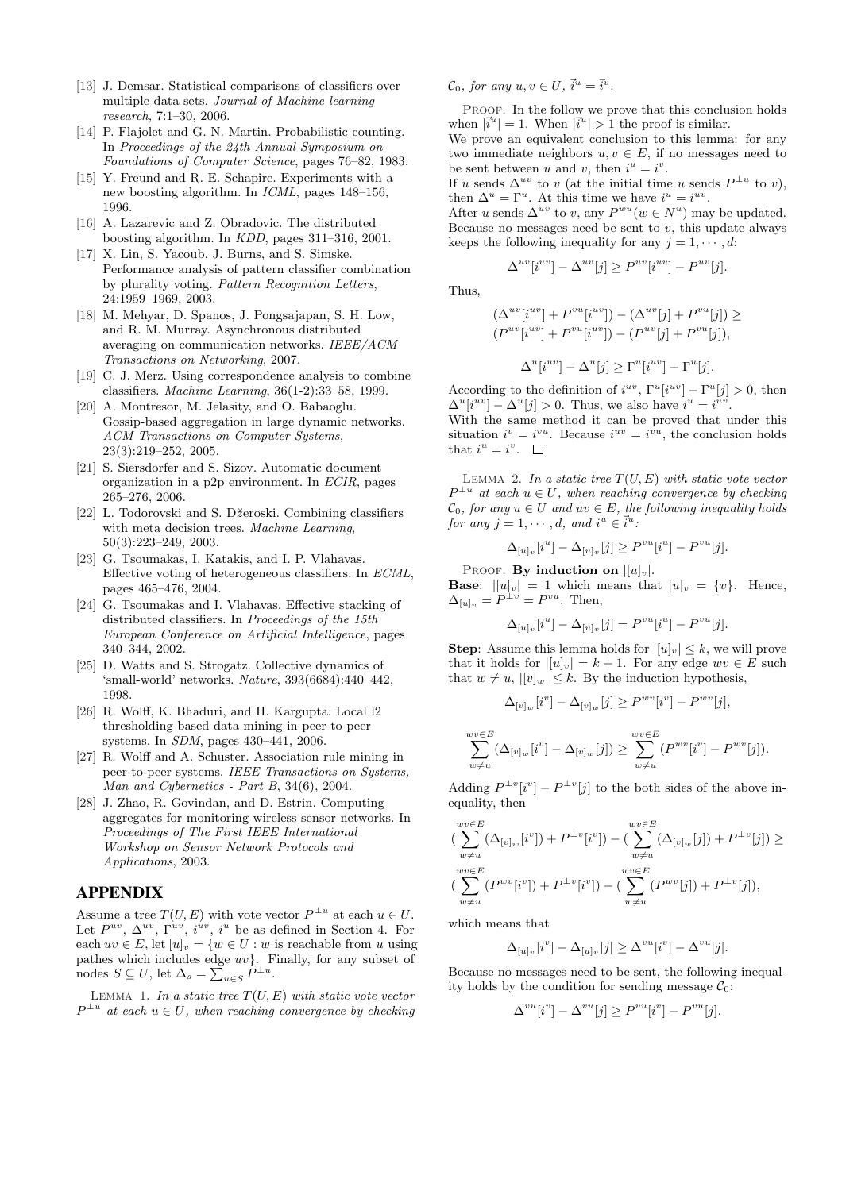[13] J. Demsar. Statistical comparisons of classifiers over multiple data sets. *Journal of Machine learning research*, 7:1–30, 2006.

[14] P. Flajolet and G. N. Martin. Probabilistic counting. In *Proceedings of the 24th Annual Symposium on Foundations of Computer Science*, pages 76–82, 1983.

[15] Y. Freund and R. E. Schapire. Experiments with a new boosting algorithm. In *ICML*, pages 148–156, 1996.

[16] A. Lazarevic and Z. Obradovic. The distributed boosting algorithm. In *KDD*, pages 311–316, 2001.

[17] X. Lin, S. Yacoub, J. Burns, and S. Simske. Performance analysis of pattern classifier combination by plurality voting. *Pattern Recognition Letters*, 24:1959–1969, 2003.

[18] M. Mehyar, D. Spanos, J. Pongsajapan, S. H. Low, and R. M. Murray. Asynchronous distributed averaging on communication networks. *IEEE/ACM Transactions on Networking*, 2007.

[19] C. J. Merz. Using correspondence analysis to combine classifiers. *Machine Learning*, 36(1-2):33–58, 1999.

[20] A. Montresor, M. Jelasity, and O. Babaoglu. Gossip-based aggregation in large dynamic networks. *ACM Transactions on Computer Systems*, 23(3):219–252, 2005.

[21] S. Siersdorfer and S. Sizov. Automatic document organization in a p2p environment. In *ECIR*, pages 265–276, 2006.

[22] L. Todorovski and S. Džeroski. Combining classifiers with meta decision trees. *Machine Learning*, 50(3):223–249, 2003.

[23] G. Tsoumakas, I. Katakis, and I. P. Vlahavas. Effective voting of heterogeneous classifiers. In *ECML*, pages 465–476, 2004.

[24] G. Tsoumakas and I. Vlahavas. Effective stacking of distributed classifiers. In *Proceedings of the 15th European Conference on Artificial Intelligence*, pages 340–344, 2002.

[25] D. Watts and S. Strogatz. Collective dynamics of 'small-world' networks. *Nature*, 393(6684):440–442, 1998.

[26] R. Wolff, K. Bhaduri, and H. Kargupta. Local l2 thresholding based data mining in peer-to-peer systems. In *SDM*, pages 430–441, 2006.

[27] R. Wolff and A. Schuster. Association rule mining in peer-to-peer systems. *IEEE Transactions on Systems, Man and Cybernetics - Part B*, 34(6), 2004.

[28] J. Zhao, R. Govindan, and D. Estrin. Computing aggregates for monitoring wireless sensor networks. In *Proceedings of The First IEEE International Workshop on Sensor Network Protocols and Applications*, 2003.

## APPENDIX

Assume a tree $T(U, E)$ with vote vector $P^{\perp u}$ at each $u \in U$. Let $P^{uv}$, $\Delta^{uv}$, $\Gamma^{uv}$, $i^{uv}$, $i^u$ be as defined in Section 4. For each $uv \in E$, let $[u]_v = \{w \in U : w \text{ is reachable from } u \text{ using pathes which includes edge } uv\}$. Finally, for any subset of nodes $S \subseteq U$, let $\Delta_s = \sum_{u \in S} P^{\perp u}$.

Lemma 1. *In a static tree $T(U, E)$ with static vote vector $P^{\perp u}$ at each $u \in U$, when reaching convergence by checking $\mathcal{C}_0$, for any $u, v \in U$, $\vec{i}^u = \vec{i}^v$.*

Proof. In the follow we prove that this conclusion holds when $|\vec{i}^u| = 1$. When $|\vec{i}^u| > 1$ the proof is similar.
We prove an equivalent conclusion to this lemma: for any two immediate neighbors $u, v \in E$, if no messages need to be sent between $u$ and $v$, then $i^u = i^v$.
If $u$ sends $\Delta^{uv}$ to $v$ (at the initial time $u$ sends $P^{\perp u}$ to $v$), then $\Delta^u = \Gamma^u$. At this time we have $i^u = i^{uv}$.
After $u$ sends $\Delta^{uv}$ to $v$, any $P^{wu} (w \in N^u)$ may be updated. Because no messages need be sent to $v$, this update always keeps the following inequality for any $j = 1, \cdots, d$:

$$\Delta^{uv}[i^{uv}] - \Delta^{uv}[j] \geq P^{uv}[i^{uv}] - P^{uv}[j].$$

Thus,

$$(\Delta^{uv}[i^{uv}] + P^{vu}[i^{uv}]) - (\Delta^{uv}[j] + P^{vu}[j]) \geq$$
$$(P^{uv}[i^{uv}] + P^{vu}[i^{uv}]) - (P^{uv}[j] + P^{vu}[j]),$$

$$\Delta^u[i^{uv}] - \Delta^u[j] \geq \Gamma^u[i^{uv}] - \Gamma^u[j].$$

According to the definition of $i^{uv}$, $\Gamma^u[i^{uv}] - \Gamma^u[j] > 0$, then $\Delta^u[i^{uv}] - \Delta^u[j] > 0$. Thus, we also have $i^u = i^{uv}$.
With the same method it can be proved that under this situation $i^v = i^{vu}$. Because $i^{uv} = i^{vu}$, the conclusion holds that $i^u = i^v$. $\square$

Lemma 2. *In a static tree $T(U, E)$ with static vote vector $P^{\perp u}$ at each $u \in U$, when reaching convergence by checking $\mathcal{C}_0$, for any $u \in U$ and $uv \in E$, the following inequality holds for any $j = 1, \cdots, d$, and $i^u \in \vec{i}^u$:*

$$\Delta_{[u]_v}[i^u] - \Delta_{[u]_v}[j] \geq P^{vu}[i^u] - P^{vu}[j].$$

Proof. **By induction on** $|[u]_v|$.
**Base**: $|[u]_v| = 1$ which means that $[u]_v = \{v\}$. Hence, $\Delta_{[u]_v} = P^{\perp v} = P^{vu}$. Then,

$$\Delta_{[u]_v}[i^u] - \Delta_{[u]_v}[j] = P^{vu}[i^u] - P^{vu}[j].$$

**Step**: Assume this lemma holds for $|[u]_v| \leq k$, we will prove that it holds for $|[u]_v| = k + 1$. For any edge $wv \in E$ such that $w \neq u$, $|[v]_w| \leq k$. By the induction hypothesis,

$$\Delta_{[v]_w}[i^v] - \Delta_{[v]_w}[j] \geq P^{wv}[i^v] - P^{wv}[j],$$

$$\sum_{w \neq u}^{wv \in E} (\Delta_{[v]_w}[i^v] - \Delta_{[v]_w}[j]) \geq \sum_{w \neq u}^{wv \in E} (P^{wv}[i^v] - P^{wv}[j]).$$

Adding $P^{\perp v}[i^v] - P^{\perp v}[j]$ to the both sides of the above inequality, then

$$(\sum_{w \neq u}^{wv \in E} (\Delta_{[v]_w}[i^v]) + P^{\perp v}[i^v]) - (\sum_{w \neq u}^{wv \in E} (\Delta_{[v]_w}[j]) + P^{\perp v}[j]) \geq$$
$$(\sum_{w \neq u}^{wv \in E} (P^{wv}[i^v]) + P^{\perp v}[i^v]) - (\sum_{w \neq u}^{wv \in E} (P^{wv}[j]) + P^{\perp v}[j]),$$

which means that

$$\Delta_{[u]_v}[i^v] - \Delta_{[u]_v}[j] \geq \Delta^{vu}[i^v] - \Delta^{vu}[j].$$

Because no messages need to be sent, the following inequality holds by the condition for sending message $\mathcal{C}_0$:

$$\Delta^{vu}[i^v] - \Delta^{vu}[j] \geq P^{vu}[i^v] - P^{vu}[j].$$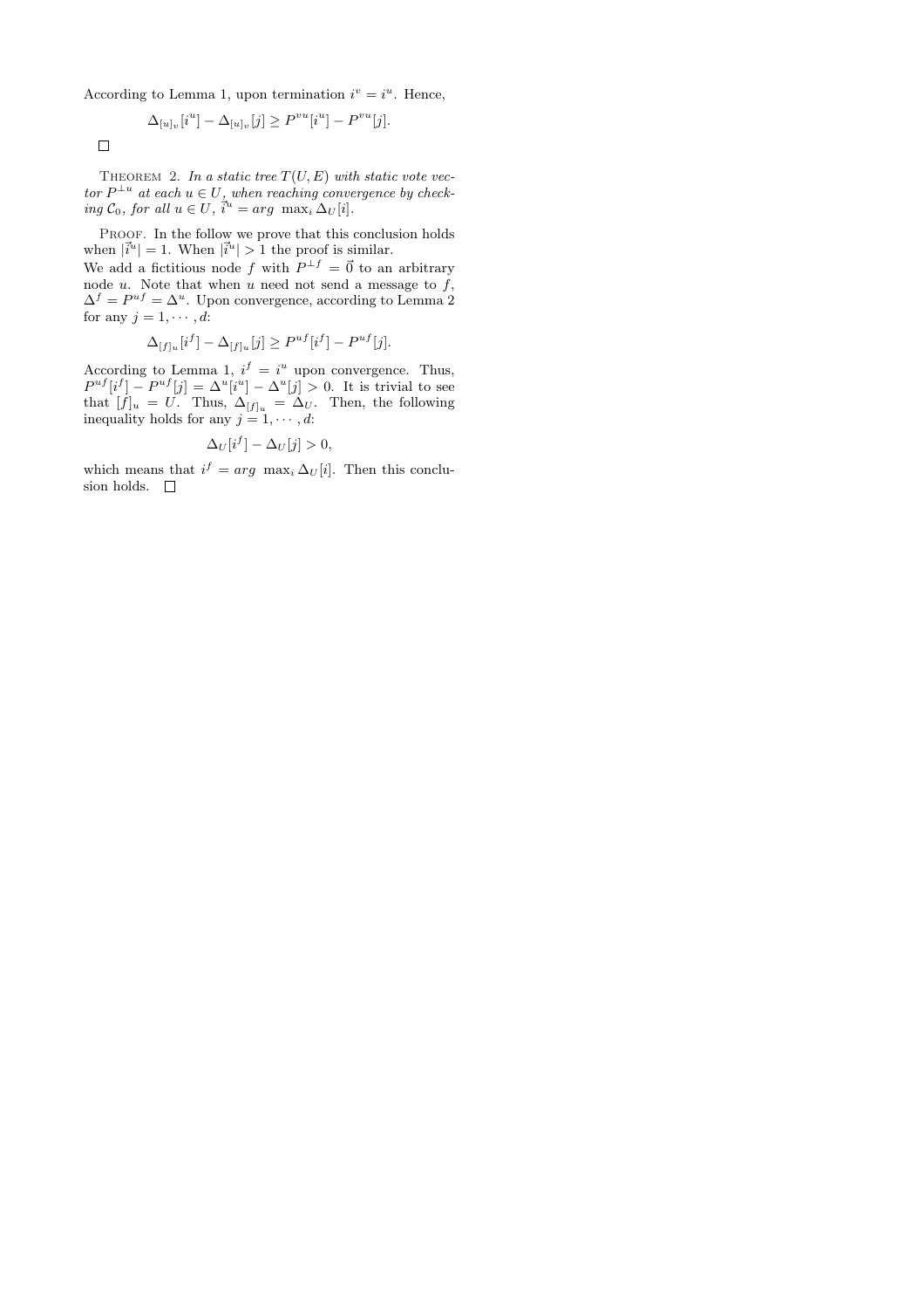According to Lemma 1, upon termination $i^v = i^u$. Hence,

$$\Delta_{[u]_v}[i^u] - \Delta_{[u]_v}[j] \geq P^{vu}[i^u] - P^{vu}[j].$$

□

THEOREM 2. *In a static tree $T(U, E)$ with static vote vector $P^{\perp u}$ at each $u \in U$, when reaching convergence by checking $\mathcal{C}_0$, for all $u \in U$, $\vec{i}^u = arg \ \max_i \Delta_U[i]$.*

PROOF. In the follow we prove that this conclusion holds when $|\vec{i}^u| = 1$. When $|\vec{i}^u| > 1$ the proof is similar.
We add a fictitious node $f$ with $P^{\perp f} = \vec{0}$ to an arbitrary node $u$. Note that when $u$ need not send a message to $f$, $\Delta^f = P^{uf} = \Delta^u$. Upon convergence, according to Lemma 2 for any $j = 1, \cdots, d$:

$$\Delta_{[f]_u}[i^f] - \Delta_{[f]_u}[j] \geq P^{uf}[i^f] - P^{uf}[j].$$

According to Lemma 1, $i^f = i^u$ upon convergence. Thus, $P^{uf}[i^f] - P^{uf}[j] = \Delta^u[i^u] - \Delta^u[j] > 0$. It is trivial to see that $[f]_u = U$. Thus, $\Delta_{[f]_u} = \Delta_U$. Then, the following inequality holds for any $j = 1, \cdots, d$:

$$\Delta_U[i^f] - \Delta_U[j] > 0,$$

which means that $i^f = arg \ \max_i \Delta_U[i]$. Then this conclusion holds. □